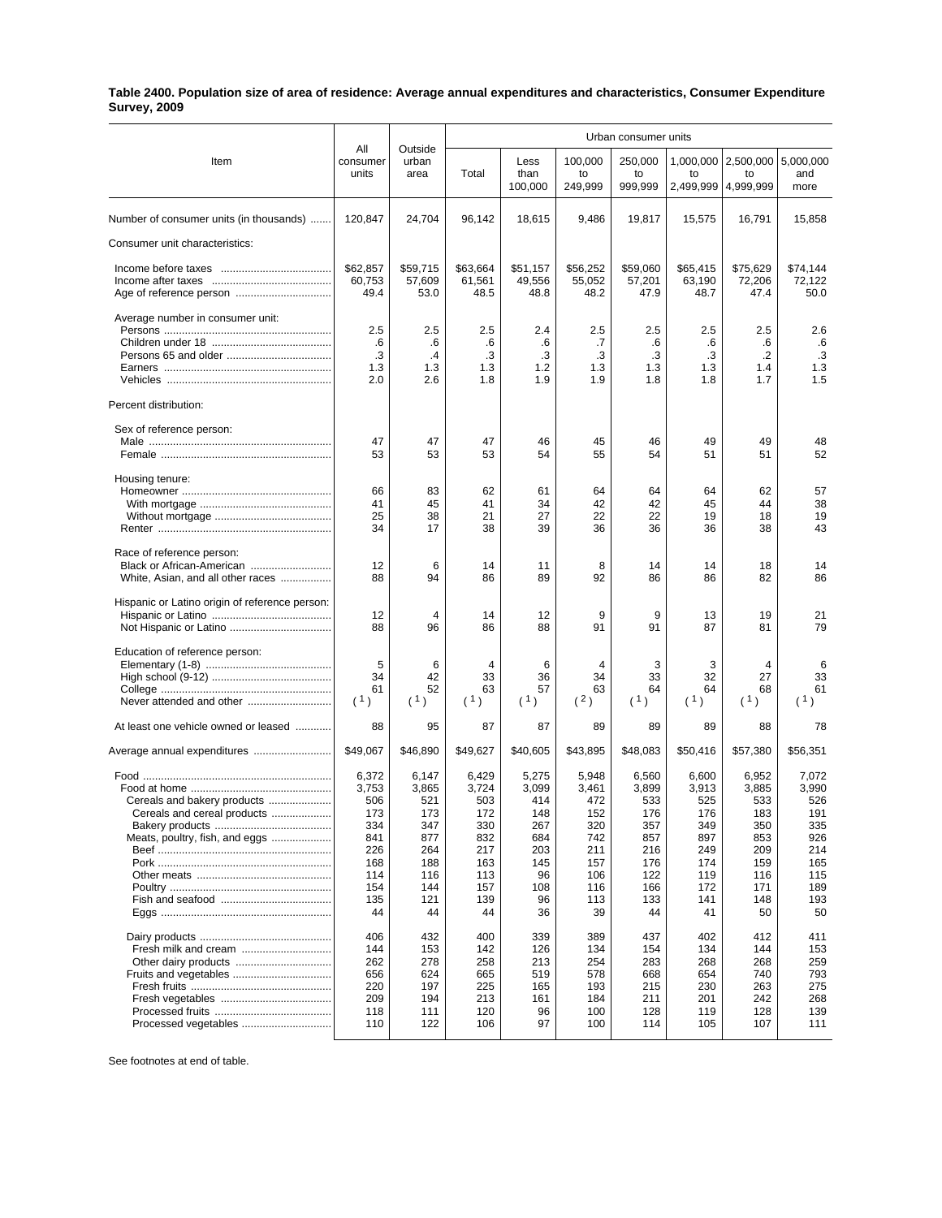**Table 2400. Population size of area of residence: Average annual expenditures and characteristics, Consumer Expenditure Survey, 2009**

| Item | All consumer units | Outside urban area | Urban consumer units | | | | | | |
|---|---|---|---|---|---|---|---|---|---|
| | | | Total | Less than 100,000 | 100,000 to 249,999 | 250,000 to 999,999 | 1,000,000 to 2,499,999 | 2,500,000 to 4,999,999 | 5,000,000 and more |
| Number of consumer units (in thousands) | 120,847 | 24,704 | 96,142 | 18,615 | 9,486 | 19,817 | 15,575 | 16,791 | 15,858 |
| Consumer unit characteristics: | | | | | | | | | |
| Income before taxes | $62,857 | $59,715 | $63,664 | $51,157 | $56,252 | $59,060 | $65,415 | $75,629 | $74,144 |
| Income after taxes | 60,753 | 57,609 | 61,561 | 49,556 | 55,052 | 57,201 | 63,190 | 72,206 | 72,122 |
| Age of reference person | 49.4 | 53.0 | 48.5 | 48.8 | 48.2 | 47.9 | 48.7 | 47.4 | 50.0 |
| Average number in consumer unit: | | | | | | | | | |
| Persons | 2.5 | 2.5 | 2.5 | 2.4 | 2.5 | 2.5 | 2.5 | 2.5 | 2.6 |
| Children under 18 | .6 | .6 | .6 | .6 | .7 | .6 | .6 | .6 | .6 |
| Persons 65 and older | .3 | .4 | .3 | .3 | .3 | .3 | .3 | .2 | .3 |
| Earners | 1.3 | 1.3 | 1.3 | 1.2 | 1.3 | 1.3 | 1.3 | 1.4 | 1.3 |
| Vehicles | 2.0 | 2.6 | 1.8 | 1.9 | 1.9 | 1.8 | 1.8 | 1.7 | 1.5 |
| Percent distribution: | | | | | | | | | |
| Sex of reference person: | | | | | | | | | |
| Male | 47 | 47 | 47 | 46 | 45 | 46 | 49 | 49 | 48 |
| Female | 53 | 53 | 53 | 54 | 55 | 54 | 51 | 51 | 52 |
| Housing tenure: | | | | | | | | | |
| Homeowner | 66 | 83 | 62 | 61 | 64 | 64 | 64 | 62 | 57 |
| With mortgage | 41 | 45 | 41 | 34 | 42 | 42 | 45 | 44 | 38 |
| Without mortgage | 25 | 38 | 21 | 27 | 22 | 22 | 19 | 18 | 19 |
| Renter | 34 | 17 | 38 | 39 | 36 | 36 | 36 | 38 | 43 |
| Race of reference person: | | | | | | | | | |
| Black or African-American | 12 | 6 | 14 | 11 | 8 | 14 | 14 | 18 | 14 |
| White, Asian, and all other races | 88 | 94 | 86 | 89 | 92 | 86 | 86 | 82 | 86 |
| Hispanic or Latino origin of reference person: | | | | | | | | | |
| Hispanic or Latino | 12 | 4 | 14 | 12 | 9 | 9 | 13 | 19 | 21 |
| Not Hispanic or Latino | 88 | 96 | 86 | 88 | 91 | 91 | 87 | 81 | 79 |
| Education of reference person: | | | | | | | | | |
| Elementary (1-8) | 5 | 6 | 4 | 6 | 4 | 3 | 3 | 4 | 6 |
| High school (9-12) | 34 | 42 | 33 | 36 | 34 | 33 | 32 | 27 | 33 |
| College | 61 | 52 | 63 | 57 | 63 | 64 | 64 | 68 | 61 |
| Never attended and other | (1) | (1) | (1) | (1) | (2) | (1) | (1) | (1) | (1) |
| At least one vehicle owned or leased | 88 | 95 | 87 | 87 | 89 | 89 | 89 | 88 | 78 |
| Average annual expenditures | $49,067 | $46,890 | $49,627 | $40,605 | $43,895 | $48,083 | $50,416 | $57,380 | $56,351 |
| Food | 6,372 | 6,147 | 6,429 | 5,275 | 5,948 | 6,560 | 6,600 | 6,952 | 7,072 |
| Food at home | 3,753 | 3,865 | 3,724 | 3,099 | 3,461 | 3,899 | 3,913 | 3,885 | 3,990 |
| Cereals and bakery products | 506 | 521 | 503 | 414 | 472 | 533 | 525 | 533 | 526 |
| Cereals and cereal products | 173 | 173 | 172 | 148 | 152 | 176 | 176 | 183 | 191 |
| Bakery products | 334 | 347 | 330 | 267 | 320 | 357 | 349 | 350 | 335 |
| Meats, poultry, fish, and eggs | 841 | 877 | 832 | 684 | 742 | 857 | 897 | 853 | 926 |
| Beef | 226 | 264 | 217 | 203 | 211 | 216 | 249 | 209 | 214 |
| Pork | 168 | 188 | 163 | 145 | 157 | 176 | 174 | 159 | 165 |
| Other meats | 114 | 116 | 113 | 96 | 106 | 122 | 119 | 116 | 115 |
| Poultry | 154 | 144 | 157 | 108 | 116 | 166 | 172 | 171 | 189 |
| Fish and seafood | 135 | 121 | 139 | 96 | 113 | 133 | 141 | 148 | 193 |
| Eggs | 44 | 44 | 44 | 36 | 39 | 44 | 41 | 50 | 50 |
| Dairy products | 406 | 432 | 400 | 339 | 389 | 437 | 402 | 412 | 411 |
| Fresh milk and cream | 144 | 153 | 142 | 126 | 134 | 154 | 134 | 144 | 153 |
| Other dairy products | 262 | 278 | 258 | 213 | 254 | 283 | 268 | 268 | 259 |
| Fruits and vegetables | 656 | 624 | 665 | 519 | 578 | 668 | 654 | 740 | 793 |
| Fresh fruits | 220 | 197 | 225 | 165 | 193 | 215 | 230 | 263 | 275 |
| Fresh vegetables | 209 | 194 | 213 | 161 | 184 | 211 | 201 | 242 | 268 |
| Processed fruits | 118 | 111 | 120 | 96 | 100 | 128 | 119 | 128 | 139 |
| Processed vegetables | 110 | 122 | 106 | 97 | 100 | 114 | 105 | 107 | 111 |

See footnotes at end of table.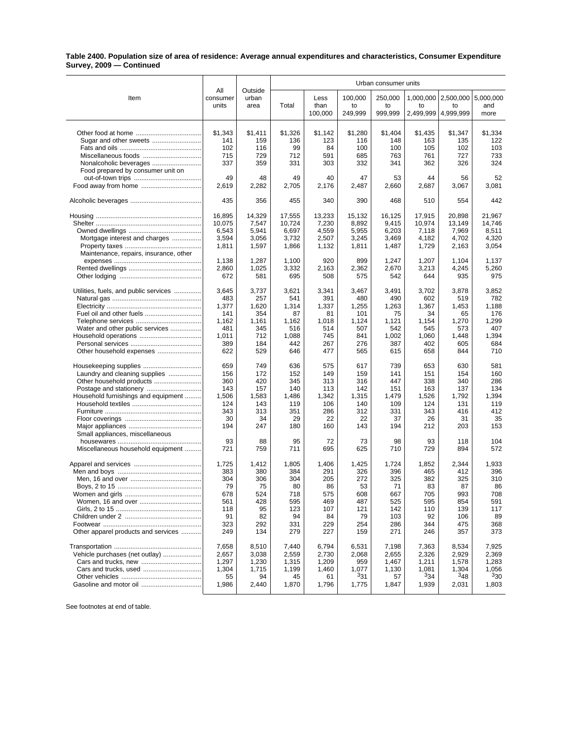**Table 2400. Population size of area of residence: Average annual expenditures and characteristics, Consumer Expenditure Survey, 2009 — Continued**

| Item | All consumer units | Outside urban area | Urban consumer units | | | | | | |
|---|---|---|---|---|---|---|---|---|---|
| | | | Total | Less than 100,000 | 100,000 to 249,999 | 250,000 to 999,999 | 1,000,000 to 2,499,999 | 2,500,000 to 4,999,999 | 5,000,000 and more |
| Other food at home | $1,343 | $1,411 | $1,326 | $1,142 | $1,280 | $1,404 | $1,435 | $1,347 | $1,334 |
| Sugar and other sweets | 141 | 159 | 136 | 123 | 116 | 148 | 163 | 135 | 122 |
| Fats and oils | 102 | 116 | 99 | 84 | 100 | 100 | 105 | 102 | 103 |
| Miscellaneous foods | 715 | 729 | 712 | 591 | 685 | 763 | 761 | 727 | 733 |
| Nonalcoholic beverages | 337 | 359 | 331 | 303 | 332 | 341 | 362 | 326 | 324 |
| Food prepared by consumer unit on out-of-town trips | 49 | 48 | 49 | 40 | 47 | 53 | 44 | 56 | 52 |
| Food away from home | 2,619 | 2,282 | 2,705 | 2,176 | 2,487 | 2,660 | 2,687 | 3,067 | 3,081 |
| Alcoholic beverages | 435 | 356 | 455 | 340 | 390 | 468 | 510 | 554 | 442 |
| Housing | 16,895 | 14,329 | 17,555 | 13,233 | 15,132 | 16,125 | 17,915 | 20,898 | 21,967 |
| Shelter | 10,075 | 7,547 | 10,724 | 7,230 | 8,892 | 9,415 | 10,974 | 13,149 | 14,746 |
| Owned dwellings | 6,543 | 5,941 | 6,697 | 4,559 | 5,955 | 6,203 | 7,118 | 7,969 | 8,511 |
| Mortgage interest and charges | 3,594 | 3,056 | 3,732 | 2,507 | 3,245 | 3,469 | 4,182 | 4,702 | 4,320 |
| Property taxes | 1,811 | 1,597 | 1,866 | 1,132 | 1,811 | 1,487 | 1,729 | 2,163 | 3,054 |
| Maintenance, repairs, insurance, other expenses | 1,138 | 1,287 | 1,100 | 920 | 899 | 1,247 | 1,207 | 1,104 | 1,137 |
| Rented dwellings | 2,860 | 1,025 | 3,332 | 2,163 | 2,362 | 2,670 | 3,213 | 4,245 | 5,260 |
| Other lodging | 672 | 581 | 695 | 508 | 575 | 542 | 644 | 935 | 975 |
| Utilities, fuels, and public services | 3,645 | 3,737 | 3,621 | 3,341 | 3,467 | 3,491 | 3,702 | 3,878 | 3,852 |
| Natural gas | 483 | 257 | 541 | 391 | 480 | 490 | 602 | 519 | 782 |
| Electricity | 1,377 | 1,620 | 1,314 | 1,337 | 1,255 | 1,263 | 1,367 | 1,453 | 1,188 |
| Fuel oil and other fuels | 141 | 354 | 87 | 81 | 101 | 75 | 34 | 65 | 176 |
| Telephone services | 1,162 | 1,161 | 1,162 | 1,018 | 1,124 | 1,121 | 1,154 | 1,270 | 1,299 |
| Water and other public services | 481 | 345 | 516 | 514 | 507 | 542 | 545 | 573 | 407 |
| Household operations | 1,011 | 712 | 1,088 | 745 | 841 | 1,002 | 1,060 | 1,448 | 1,394 |
| Personal services | 389 | 184 | 442 | 267 | 276 | 387 | 402 | 605 | 684 |
| Other household expenses | 622 | 529 | 646 | 477 | 565 | 615 | 658 | 844 | 710 |
| Housekeeping supplies | 659 | 749 | 636 | 575 | 617 | 739 | 653 | 630 | 581 |
| Laundry and cleaning supplies | 156 | 172 | 152 | 149 | 159 | 141 | 151 | 154 | 160 |
| Other household products | 360 | 420 | 345 | 313 | 316 | 447 | 338 | 340 | 286 |
| Postage and stationery | 143 | 157 | 140 | 113 | 142 | 151 | 163 | 137 | 134 |
| Household furnishings and equipment | 1,506 | 1,583 | 1,486 | 1,342 | 1,315 | 1,479 | 1,526 | 1,792 | 1,394 |
| Household textiles | 124 | 143 | 119 | 106 | 140 | 109 | 124 | 131 | 119 |
| Furniture | 343 | 313 | 351 | 286 | 312 | 331 | 343 | 416 | 412 |
| Floor coverings | 30 | 34 | 29 | 22 | 22 | 37 | 26 | 31 | 35 |
| Major appliances | 194 | 247 | 180 | 160 | 143 | 194 | 212 | 203 | 153 |
| Small appliances, miscellaneous housewares | 93 | 88 | 95 | 72 | 73 | 98 | 93 | 118 | 104 |
| Miscellaneous household equipment | 721 | 759 | 711 | 695 | 625 | 710 | 729 | 894 | 572 |
| Apparel and services | 1,725 | 1,412 | 1,805 | 1,406 | 1,425 | 1,724 | 1,852 | 2,344 | 1,933 |
| Men and boys | 383 | 380 | 384 | 291 | 326 | 396 | 465 | 412 | 396 |
| Men, 16 and over | 304 | 306 | 304 | 205 | 272 | 325 | 382 | 325 | 310 |
| Boys, 2 to 15 | 79 | 75 | 80 | 86 | 53 | 71 | 83 | 87 | 86 |
| Women and girls | 678 | 524 | 718 | 575 | 608 | 667 | 705 | 993 | 708 |
| Women, 16 and over | 561 | 428 | 595 | 469 | 487 | 525 | 595 | 854 | 591 |
| Girls, 2 to 15 | 118 | 95 | 123 | 107 | 121 | 142 | 110 | 139 | 117 |
| Children under 2 | 91 | 82 | 94 | 84 | 79 | 103 | 92 | 106 | 89 |
| Footwear | 323 | 292 | 331 | 229 | 254 | 286 | 344 | 475 | 368 |
| Other apparel products and services | 249 | 134 | 279 | 227 | 159 | 271 | 246 | 357 | 373 |
| Transportation | 7,658 | 8,510 | 7,440 | 6,794 | 6,531 | 7,198 | 7,363 | 8,534 | 7,925 |
| Vehicle purchases (net outlay) | 2,657 | 3,038 | 2,559 | 2,730 | 2,068 | 2,655 | 2,326 | 2,929 | 2,369 |
| Cars and trucks, new | 1,297 | 1,230 | 1,315 | 1,209 | 959 | 1,467 | 1,211 | 1,578 | 1,283 |
| Cars and trucks, used | 1,304 | 1,715 | 1,199 | 1,460 | 1,077 | 1,130 | 1,081 | 1,304 | 1,056 |
| Other vehicles | 55 | 94 | 45 | 61 | [3]31 | 57 | [3]34 | [3]48 | [3]30 |
| Gasoline and motor oil | 1,986 | 2,440 | 1,870 | 1,796 | 1,775 | 1,847 | 1,939 | 2,031 | 1,803 |

See footnotes at end of table.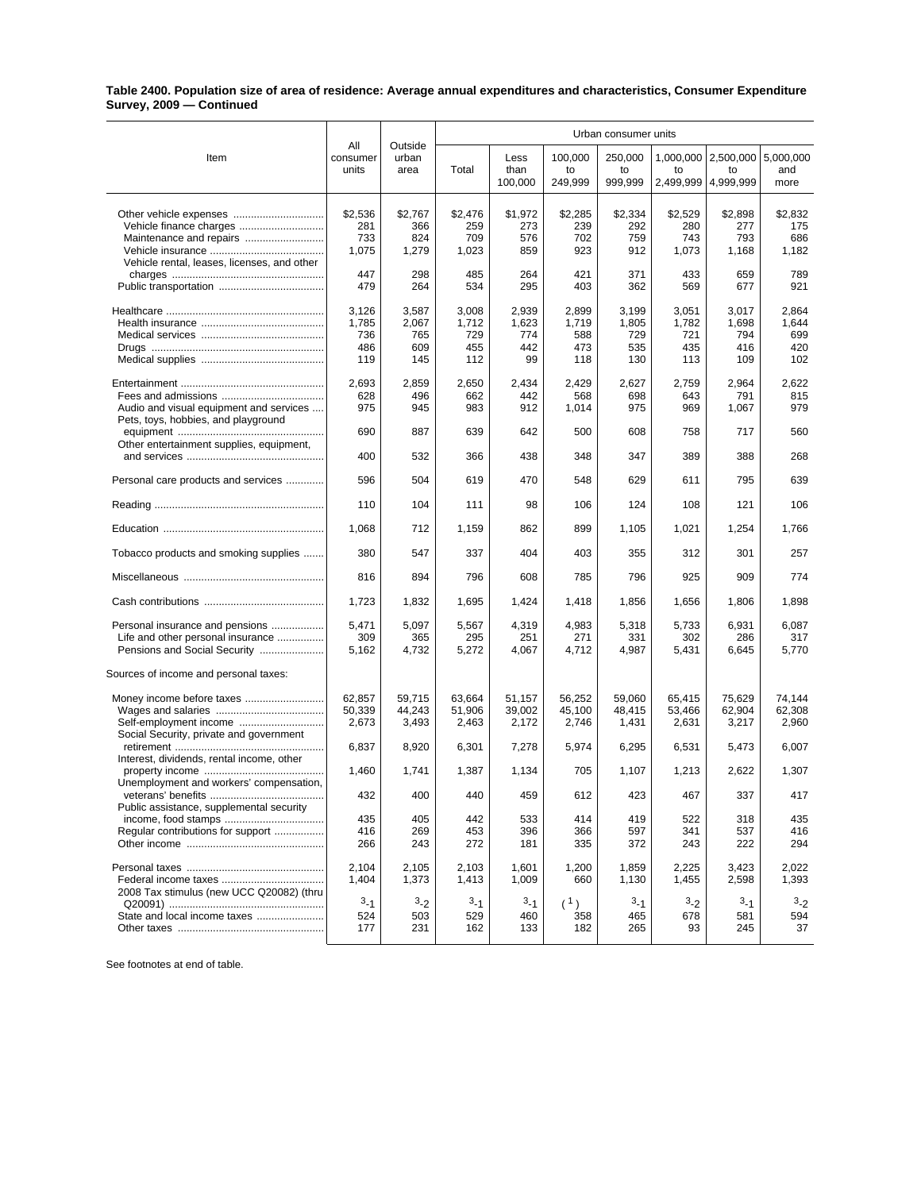**Table 2400. Population size of area of residence: Average annual expenditures and characteristics, Consumer Expenditure Survey, 2009 — Continued**

| Item | All consumer units | Outside urban area | Urban consumer units | | | | | | |
|---|---|---|---|---|---|---|---|---|---|
| | | | Total | Less than 100,000 | 100,000 to 249,999 | 250,000 to 999,999 | 1,000,000 to 2,499,999 | 2,500,000 to 4,999,999 | 5,000,000 and more |
| Other vehicle expenses | $2,536 | $2,767 | $2,476 | $1,972 | $2,285 | $2,334 | $2,529 | $2,898 | $2,832 |
| Vehicle finance charges | 281 | 366 | 259 | 273 | 239 | 292 | 280 | 277 | 175 |
| Maintenance and repairs | 733 | 824 | 709 | 576 | 702 | 759 | 743 | 793 | 686 |
| Vehicle insurance | 1,075 | 1,279 | 1,023 | 859 | 923 | 912 | 1,073 | 1,168 | 1,182 |
| Vehicle rental, leases, licenses, and other charges | 447 | 298 | 485 | 264 | 421 | 371 | 433 | 659 | 789 |
| Public transportation | 479 | 264 | 534 | 295 | 403 | 362 | 569 | 677 | 921 |
| Healthcare | 3,126 | 3,587 | 3,008 | 2,939 | 2,899 | 3,199 | 3,051 | 3,017 | 2,864 |
| Health insurance | 1,785 | 2,067 | 1,712 | 1,623 | 1,719 | 1,805 | 1,782 | 1,698 | 1,644 |
| Medical services | 736 | 765 | 729 | 774 | 588 | 729 | 721 | 794 | 699 |
| Drugs | 486 | 609 | 455 | 442 | 473 | 535 | 435 | 416 | 420 |
| Medical supplies | 119 | 145 | 112 | 99 | 118 | 130 | 113 | 109 | 102 |
| Entertainment | 2,693 | 2,859 | 2,650 | 2,434 | 2,429 | 2,627 | 2,759 | 2,964 | 2,622 |
| Fees and admissions | 628 | 496 | 662 | 442 | 568 | 698 | 643 | 791 | 815 |
| Audio and visual equipment and services | 975 | 945 | 983 | 912 | 1,014 | 975 | 969 | 1,067 | 979 |
| Pets, toys, hobbies, and playground equipment | 690 | 887 | 639 | 642 | 500 | 608 | 758 | 717 | 560 |
| Other entertainment supplies, equipment, and services | 400 | 532 | 366 | 438 | 348 | 347 | 389 | 388 | 268 |
| Personal care products and services | 596 | 504 | 619 | 470 | 548 | 629 | 611 | 795 | 639 |
| Reading | 110 | 104 | 111 | 98 | 106 | 124 | 108 | 121 | 106 |
| Education | 1,068 | 712 | 1,159 | 862 | 899 | 1,105 | 1,021 | 1,254 | 1,766 |
| Tobacco products and smoking supplies | 380 | 547 | 337 | 404 | 403 | 355 | 312 | 301 | 257 |
| Miscellaneous | 816 | 894 | 796 | 608 | 785 | 796 | 925 | 909 | 774 |
| Cash contributions | 1,723 | 1,832 | 1,695 | 1,424 | 1,418 | 1,856 | 1,656 | 1,806 | 1,898 |
| Personal insurance and pensions | 5,471 | 5,097 | 5,567 | 4,319 | 4,983 | 5,318 | 5,733 | 6,931 | 6,087 |
| Life and other personal insurance | 309 | 365 | 295 | 251 | 271 | 331 | 302 | 286 | 317 |
| Pensions and Social Security | 5,162 | 4,732 | 5,272 | 4,067 | 4,712 | 4,987 | 5,431 | 6,645 | 5,770 |
| Sources of income and personal taxes: | | | | | | | | | |
| Money income before taxes | 62,857 | 59,715 | 63,664 | 51,157 | 56,252 | 59,060 | 65,415 | 75,629 | 74,144 |
| Wages and salaries | 50,339 | 44,243 | 51,906 | 39,002 | 45,100 | 48,415 | 53,466 | 62,904 | 62,308 |
| Self-employment income | 2,673 | 3,493 | 2,463 | 2,172 | 2,746 | 1,431 | 2,631 | 3,217 | 2,960 |
| Social Security, private and government retirement | 6,837 | 8,920 | 6,301 | 7,278 | 5,974 | 6,295 | 6,531 | 5,473 | 6,007 |
| Interest, dividends, rental income, other property income | 1,460 | 1,741 | 1,387 | 1,134 | 705 | 1,107 | 1,213 | 2,622 | 1,307 |
| Unemployment and workers' compensation, veterans' benefits | 432 | 400 | 440 | 459 | 612 | 423 | 467 | 337 | 417 |
| Public assistance, supplemental security income, food stamps | 435 | 405 | 442 | 533 | 414 | 419 | 522 | 318 | 435 |
| Regular contributions for support | 416 | 269 | 453 | 396 | 366 | 597 | 341 | 537 | 416 |
| Other income | 266 | 243 | 272 | 181 | 335 | 372 | 243 | 222 | 294 |
| Personal taxes | 2,104 | 2,105 | 2,103 | 1,601 | 1,200 | 1,859 | 2,225 | 3,423 | 2,022 |
| Federal income taxes | 1,404 | 1,373 | 1,413 | 1,009 | 660 | 1,130 | 1,455 | 2,598 | 1,393 |
| 2008 Tax stimulus (new UCC Q20082) (thru Q20091) | [3]-1 | [3]-2 | [3]-1 | [3]-1 | ([1]) | [3]-1 | [3]-2 | [3]-1 | [3]-2 |
| State and local income taxes | 524 | 503 | 529 | 460 | 358 | 465 | 678 | 581 | 594 |
| Other taxes | 177 | 231 | 162 | 133 | 182 | 265 | 93 | 245 | 37 |

See footnotes at end of table.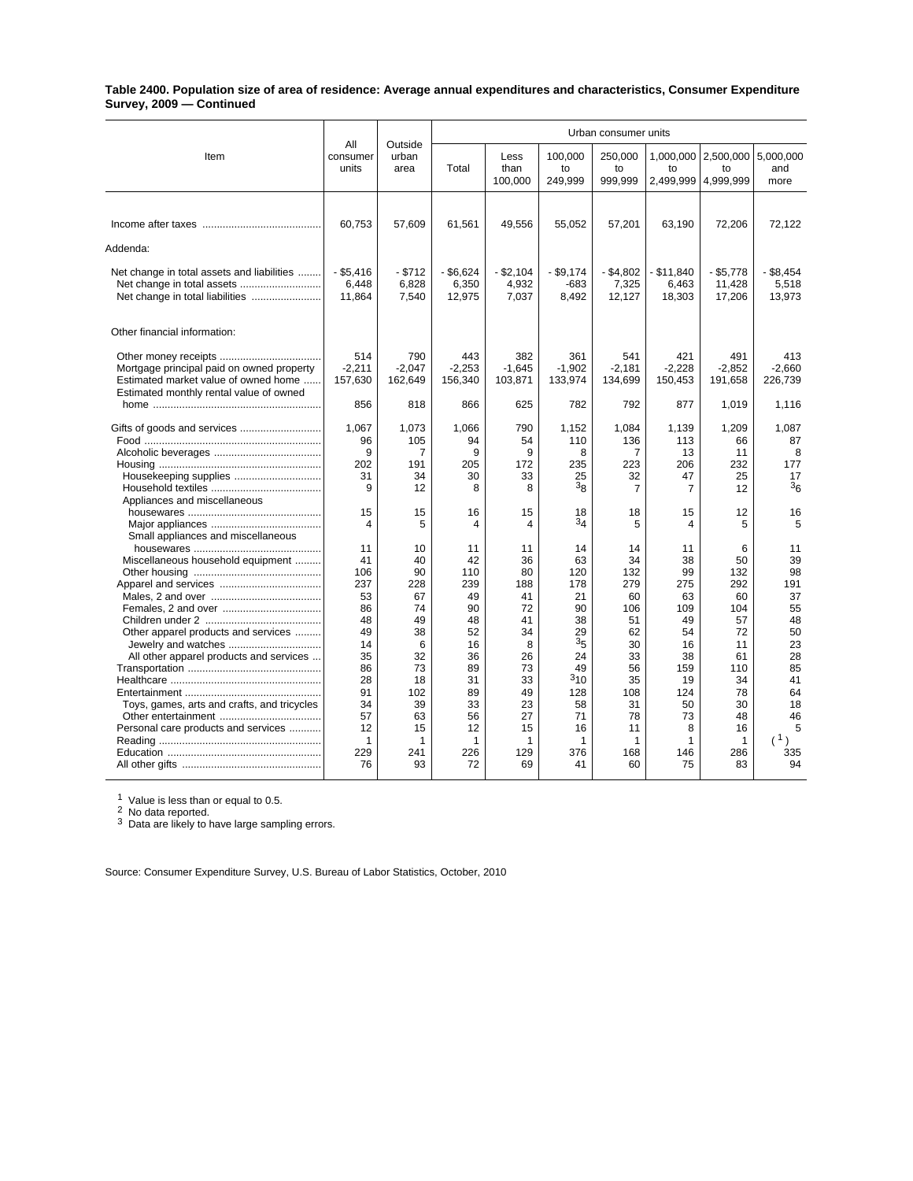**Table 2400. Population size of area of residence: Average annual expenditures and characteristics, Consumer Expenditure Survey, 2009 — Continued**

| Item | All consumer units | Outside urban area | Urban consumer units | | | | | | |
|---|---|---|---|---|---|---|---|---|---|
| | | | Total | Less than 100,000 | 100,000 to 249,999 | 250,000 to 999,999 | 1,000,000 to 2,499,999 | 2,500,000 to 4,999,999 | 5,000,000 and more |
| Income after taxes | 60,753 | 57,609 | 61,561 | 49,556 | 55,052 | 57,201 | 63,190 | 72,206 | 72,122 |
| Addenda: | | | | | | | | | |
| Net change in total assets and liabilities | - $5,416 | - $712 | - $6,624 | - $2,104 | - $9,174 | - $4,802 | - $11,840 | - $5,778 | - $8,454 |
| Net change in total assets | 6,448 | 6,828 | 6,350 | 4,932 | -683 | 7,325 | 6,463 | 11,428 | 5,518 |
| Net change in total liabilities | 11,864 | 7,540 | 12,975 | 7,037 | 8,492 | 12,127 | 18,303 | 17,206 | 13,973 |
| Other financial information: | | | | | | | | | |
| Other money receipts | 514 | 790 | 443 | 382 | 361 | 541 | 421 | 491 | 413 |
| Mortgage principal paid on owned property | -2,211 | -2,047 | -2,253 | -1,645 | -1,902 | -2,181 | -2,228 | -2,852 | -2,660 |
| Estimated market value of owned home | 157,630 | 162,649 | 156,340 | 103,871 | 133,974 | 134,699 | 150,453 | 191,658 | 226,739 |
| Estimated monthly rental value of owned home | 856 | 818 | 866 | 625 | 782 | 792 | 877 | 1,019 | 1,116 |
| Gifts of goods and services | 1,067 | 1,073 | 1,066 | 790 | 1,152 | 1,084 | 1,139 | 1,209 | 1,087 |
| Food | 96 | 105 | 94 | 54 | 110 | 136 | 113 | 66 | 87 |
| Alcoholic beverages | 9 | 7 | 9 | 9 | 8 | 7 | 13 | 11 | 8 |
| Housing | 202 | 191 | 205 | 172 | 235 | 223 | 206 | 232 | 177 |
| Housekeeping supplies | 31 | 34 | 30 | 33 | 25 | 32 | 47 | 25 | 17 |
| Household textiles | 9 | 12 | 8 | 8 | [3]8 | 7 | 7 | 12 | [3]6 |
| Appliances and miscellaneous housewares | 15 | 15 | 16 | 15 | 18 | 18 | 15 | 12 | 16 |
| Major appliances | 4 | 5 | 4 | 4 | [3]4 | 5 | 4 | 5 | 5 |
| Small appliances and miscellaneous housewares | 11 | 10 | 11 | 11 | 14 | 14 | 11 | 6 | 11 |
| Miscellaneous household equipment | 41 | 40 | 42 | 36 | 63 | 34 | 38 | 50 | 39 |
| Other housing | 106 | 90 | 110 | 80 | 120 | 132 | 99 | 132 | 98 |
| Apparel and services | 237 | 228 | 239 | 188 | 178 | 279 | 275 | 292 | 191 |
| Males, 2 and over | 53 | 67 | 49 | 41 | 21 | 60 | 63 | 60 | 37 |
| Females, 2 and over | 86 | 74 | 90 | 72 | 90 | 106 | 109 | 104 | 55 |
| Children under 2 | 48 | 49 | 48 | 41 | 38 | 51 | 49 | 57 | 48 |
| Other apparel products and services | 49 | 38 | 52 | 34 | 29 | 62 | 54 | 72 | 50 |
| Jewelry and watches | 14 | 6 | 16 | 8 | [3]5 | 30 | 16 | 11 | 23 |
| All other apparel products and services | 35 | 32 | 36 | 26 | 24 | 33 | 38 | 61 | 28 |
| Transportation | 86 | 73 | 89 | 73 | 49 | 56 | 159 | 110 | 85 |
| Healthcare | 28 | 18 | 31 | 33 | [3]10 | 35 | 19 | 34 | 41 |
| Entertainment | 91 | 102 | 89 | 49 | 128 | 108 | 124 | 78 | 64 |
| Toys, games, arts and crafts, and tricycles | 34 | 39 | 33 | 23 | 58 | 31 | 50 | 30 | 18 |
| Other entertainment | 57 | 63 | 56 | 27 | 71 | 78 | 73 | 48 | 46 |
| Personal care products and services | 12 | 15 | 12 | 15 | 16 | 11 | 8 | 16 | 5 |
| Reading | 1 | 1 | 1 | 1 | 1 | 1 | 1 | 1 | ([1]) |
| Education | 229 | 241 | 226 | 129 | 376 | 168 | 146 | 286 | 335 |
| All other gifts | 76 | 93 | 72 | 69 | 41 | 60 | 75 | 83 | 94 |

[1] Value is less than or equal to 0.5.
[2] No data reported.
[3] Data are likely to have large sampling errors.

Source: Consumer Expenditure Survey, U.S. Bureau of Labor Statistics, October, 2010